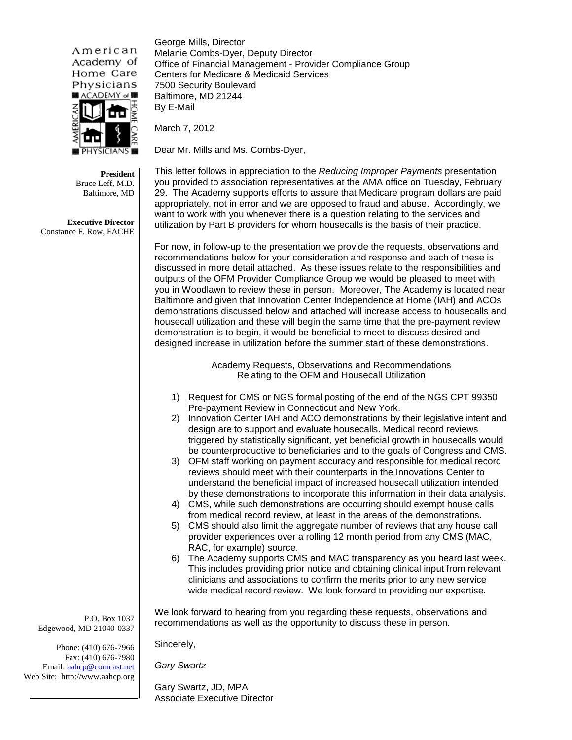American Academy of Home Care Physicians

**President**
Bruce Leff, M.D.
Baltimore, MD

**Executive Director**
Constance F. Row, FACHE

P.O. Box 1037
Edgewood, MD 21040-0337

Phone: (410) 676-7966
Fax: (410) 676-7980
Email: aahcp@comcast.net
Web Site: http://www.aahcp.org

George Mills, Director
Melanie Combs-Dyer, Deputy Director
Office of Financial Management - Provider Compliance Group
Centers for Medicare & Medicaid Services
7500 Security Boulevard
Baltimore, MD 21244
By E-Mail

March 7, 2012

Dear Mr. Mills and Ms. Combs-Dyer,

This letter follows in appreciation to the *Reducing Improper Payments* presentation you provided to association representatives at the AMA office on Tuesday, February 29. The Academy supports efforts to assure that Medicare program dollars are paid appropriately, not in error and we are opposed to fraud and abuse. Accordingly, we want to work with you whenever there is a question relating to the services and utilization by Part B providers for whom housecalls is the basis of their practice.

For now, in follow-up to the presentation we provide the requests, observations and recommendations below for your consideration and response and each of these is discussed in more detail attached. As these issues relate to the responsibilities and outputs of the OFM Provider Compliance Group we would be pleased to meet with you in Woodlawn to review these in person. Moreover, The Academy is located near Baltimore and given that Innovation Center Independence at Home (IAH) and ACOs demonstrations discussed below and attached will increase access to housecalls and housecall utilization and these will begin the same time that the pre-payment review demonstration is to begin, it would be beneficial to meet to discuss desired and designed increase in utilization before the summer start of these demonstrations.

Academy Requests, Observations and Recommendations
Relating to the OFM and Housecall Utilization

1) Request for CMS or NGS formal posting of the end of the NGS CPT 99350 Pre-payment Review in Connecticut and New York.
2) Innovation Center IAH and ACO demonstrations by their legislative intent and design are to support and evaluate housecalls. Medical record reviews triggered by statistically significant, yet beneficial growth in housecalls would be counterproductive to beneficiaries and to the goals of Congress and CMS.
3) OFM staff working on payment accuracy and responsible for medical record reviews should meet with their counterparts in the Innovations Center to understand the beneficial impact of increased housecall utilization intended by these demonstrations to incorporate this information in their data analysis.
4) CMS, while such demonstrations are occurring should exempt house calls from medical record review, at least in the areas of the demonstrations.
5) CMS should also limit the aggregate number of reviews that any house call provider experiences over a rolling 12 month period from any CMS (MAC, RAC, for example) source.
6) The Academy supports CMS and MAC transparency as you heard last week. This includes providing prior notice and obtaining clinical input from relevant clinicians and associations to confirm the merits prior to any new service wide medical record review. We look forward to providing our expertise.

We look forward to hearing from you regarding these requests, observations and recommendations as well as the opportunity to discuss these in person.

Sincerely,

*Gary Swartz*

Gary Swartz, JD, MPA
Associate Executive Director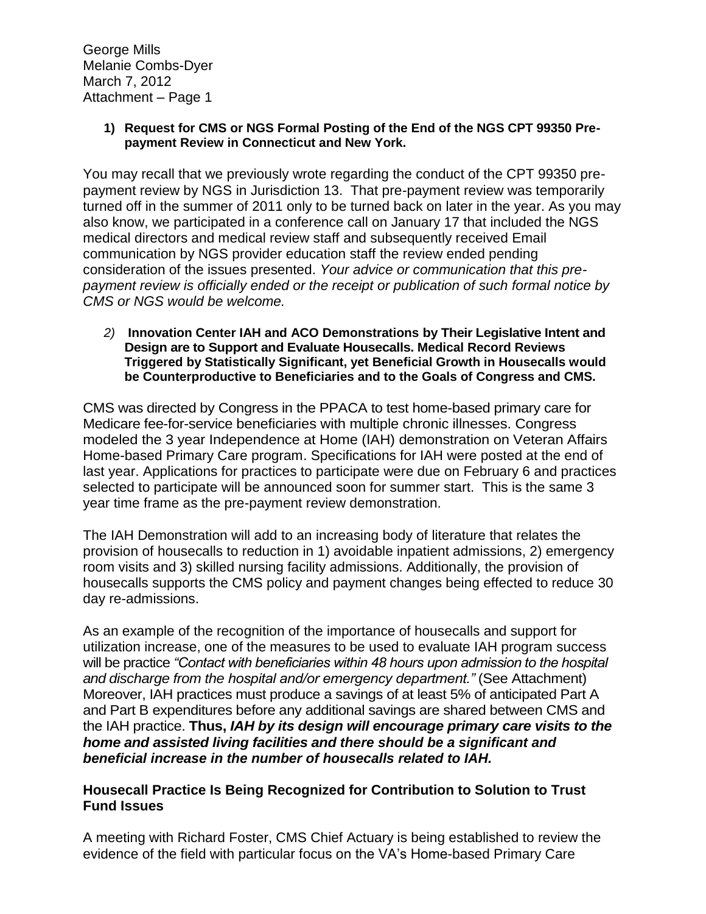George Mills
Melanie Combs-Dyer
March 7, 2012
Attachment – Page 1

1) **Request for CMS or NGS Formal Posting of the End of the NGS CPT 99350 Pre-payment Review in Connecticut and New York.**

You may recall that we previously wrote regarding the conduct of the CPT 99350 pre-payment review by NGS in Jurisdiction 13. That pre-payment review was temporarily turned off in the summer of 2011 only to be turned back on later in the year. As you may also know, we participated in a conference call on January 17 that included the NGS medical directors and medical review staff and subsequently received Email communication by NGS provider education staff the review ended pending consideration of the issues presented. *Your advice or communication that this pre-payment review is officially ended or the receipt or publication of such formal notice by CMS or NGS would be welcome.*

*2)* **Innovation Center IAH and ACO Demonstrations by Their Legislative Intent and Design are to Support and Evaluate Housecalls. Medical Record Reviews Triggered by Statistically Significant, yet Beneficial Growth in Housecalls would be Counterproductive to Beneficiaries and to the Goals of Congress and CMS.**

CMS was directed by Congress in the PPACA to test home-based primary care for Medicare fee-for-service beneficiaries with multiple chronic illnesses. Congress modeled the 3 year Independence at Home (IAH) demonstration on Veteran Affairs Home-based Primary Care program. Specifications for IAH were posted at the end of last year. Applications for practices to participate were due on February 6 and practices selected to participate will be announced soon for summer start. This is the same 3 year time frame as the pre-payment review demonstration.

The IAH Demonstration will add to an increasing body of literature that relates the provision of housecalls to reduction in 1) avoidable inpatient admissions, 2) emergency room visits and 3) skilled nursing facility admissions. Additionally, the provision of housecalls supports the CMS policy and payment changes being effected to reduce 30 day re-admissions.

As an example of the recognition of the importance of housecalls and support for utilization increase, one of the measures to be used to evaluate IAH program success will be practice *"Contact with beneficiaries within 48 hours upon admission to the hospital and discharge from the hospital and/or emergency department."* (See Attachment) Moreover, IAH practices must produce a savings of at least 5% of anticipated Part A and Part B expenditures before any additional savings are shared between CMS and the IAH practice. **Thus, *IAH by its design will encourage primary care visits to the home and assisted living facilities and there should be a significant and beneficial increase in the number of housecalls related to IAH.***

**Housecall Practice Is Being Recognized for Contribution to Solution to Trust Fund Issues**

A meeting with Richard Foster, CMS Chief Actuary is being established to review the evidence of the field with particular focus on the VA's Home-based Primary Care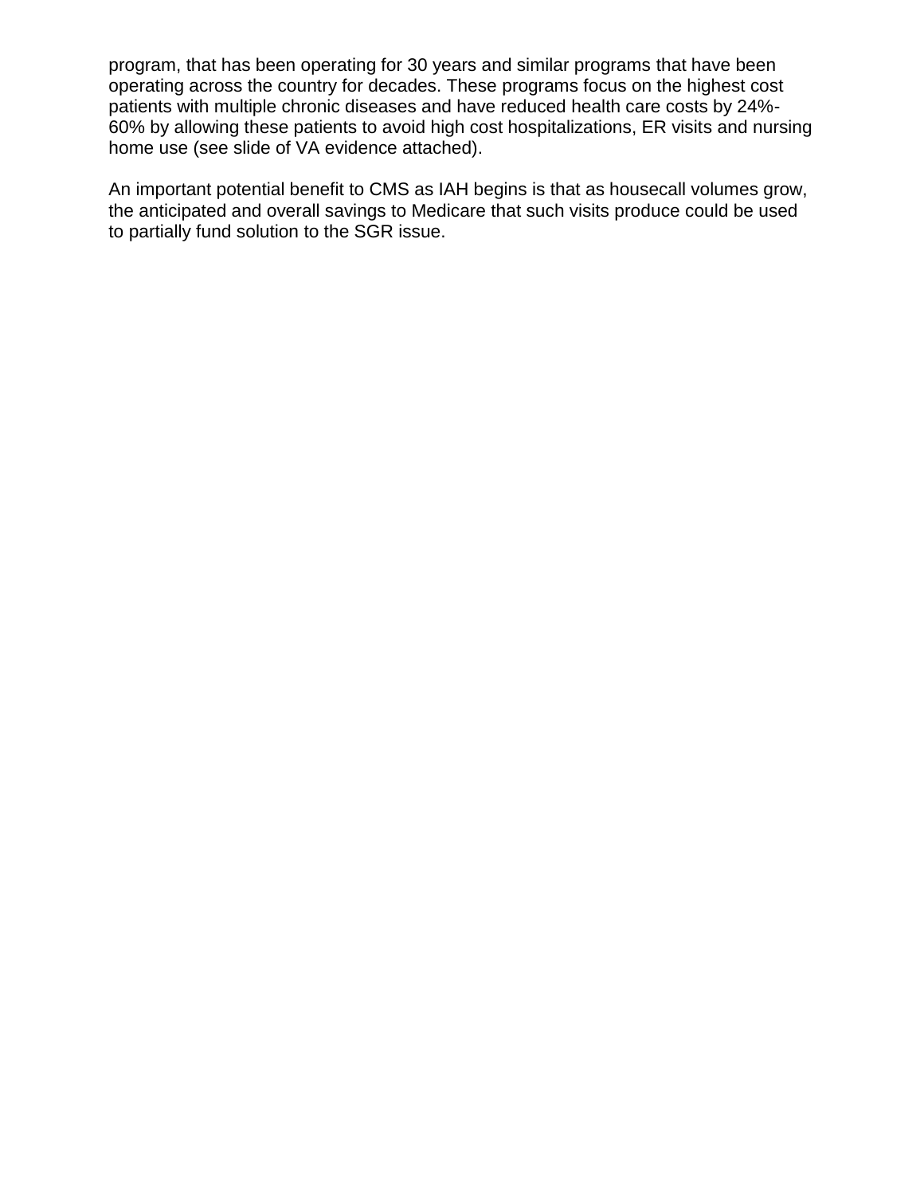program, that has been operating for 30 years and similar programs that have been operating across the country for decades. These programs focus on the highest cost patients with multiple chronic diseases and have reduced health care costs by 24%-60% by allowing these patients to avoid high cost hospitalizations, ER visits and nursing home use (see slide of VA evidence attached).

An important potential benefit to CMS as IAH begins is that as housecall volumes grow, the anticipated and overall savings to Medicare that such visits produce could be used to partially fund solution to the SGR issue.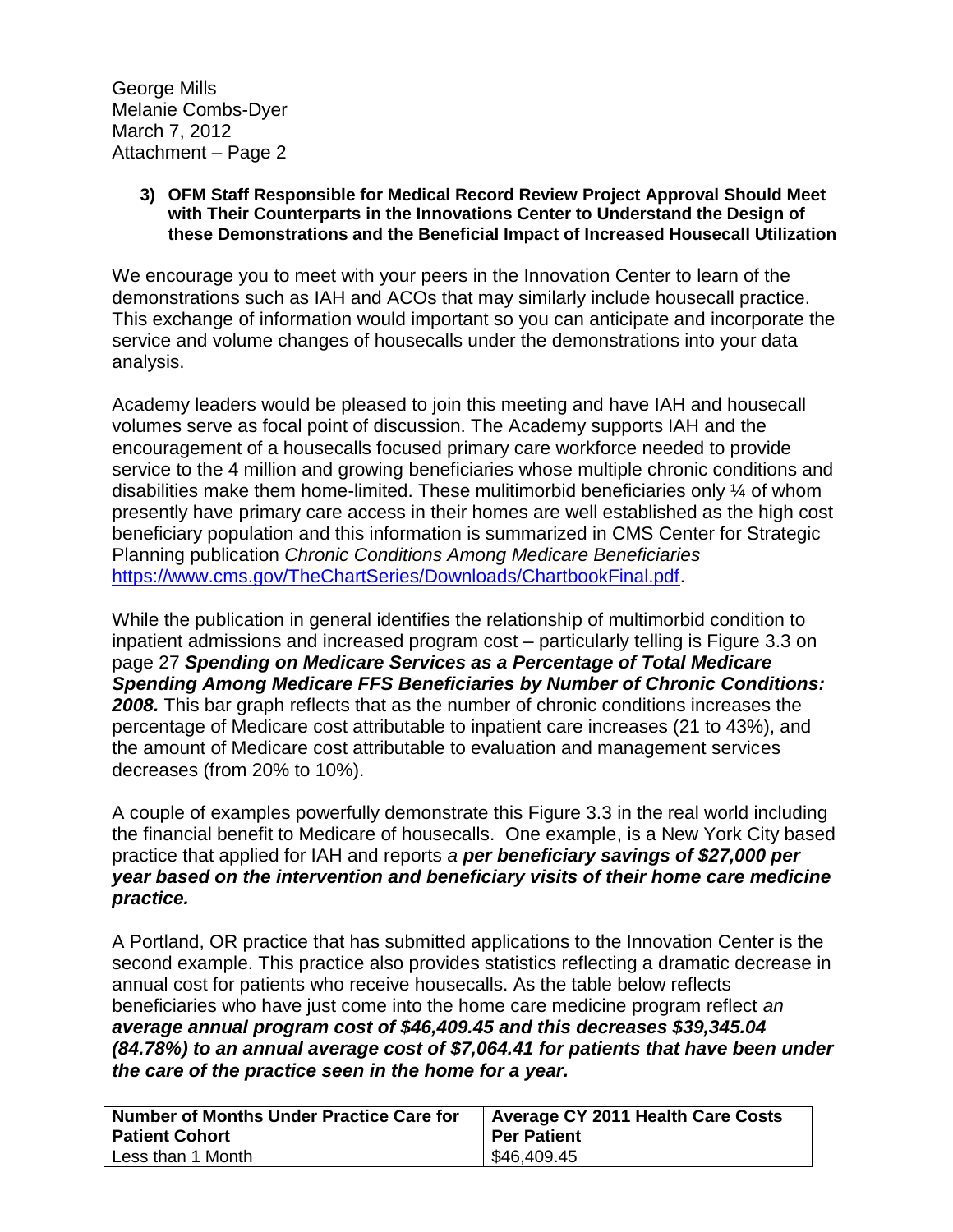**3) OFM Staff Responsible for Medical Record Review Project Approval Should Meet with Their Counterparts in the Innovations Center to Understand the Design of these Demonstrations and the Beneficial Impact of Increased Housecall Utilization**

We encourage you to meet with your peers in the Innovation Center to learn of the demonstrations such as IAH and ACOs that may similarly include housecall practice. This exchange of information would important so you can anticipate and incorporate the service and volume changes of housecalls under the demonstrations into your data analysis.

Academy leaders would be pleased to join this meeting and have IAH and housecall volumes serve as focal point of discussion. The Academy supports IAH and the encouragement of a housecalls focused primary care workforce needed to provide service to the 4 million and growing beneficiaries whose multiple chronic conditions and disabilities make them home-limited. These mulitimorbid beneficiaries only ¼ of whom presently have primary care access in their homes are well established as the high cost beneficiary population and this information is summarized in CMS Center for Strategic Planning publication *Chronic Conditions Among Medicare Beneficiaries* [https://www.cms.gov/TheChartSeries/Downloads/ChartbookFinal.pdf](https://www.cms.gov/TheChartSeries/Downloads/ChartbookFinal.pdf).

While the publication in general identifies the relationship of multimorbid condition to inpatient admissions and increased program cost – particularly telling is Figure 3.3 on page 27 ***Spending on Medicare Services as a Percentage of Total Medicare Spending Among Medicare FFS Beneficiaries by Number of Chronic Conditions: 2008.*** This bar graph reflects that as the number of chronic conditions increases the percentage of Medicare cost attributable to inpatient care increases (21 to 43%), and the amount of Medicare cost attributable to evaluation and management services decreases (from 20% to 10%).

A couple of examples powerfully demonstrate this Figure 3.3 in the real world including the financial benefit to Medicare of housecalls. One example, is a New York City based practice that applied for IAH and reports *a **per beneficiary savings of $27,000 per year based on the intervention and beneficiary visits of their home care medicine practice.***

A Portland, OR practice that has submitted applications to the Innovation Center is the second example. This practice also provides statistics reflecting a dramatic decrease in annual cost for patients who receive housecalls. As the table below reflects beneficiaries who have just come into the home care medicine program reflect *an **average annual program cost of $46,409.45 and this decreases $39,345.04 (84.78%) to an annual average cost of $7,064.41 for patients that have been under the care of the practice seen in the home for a year.***

| Number of Months Under Practice Care for Patient Cohort | Average CY 2011 Health Care Costs Per Patient |
|---|---|
| Less than 1 Month | $46,409.45 |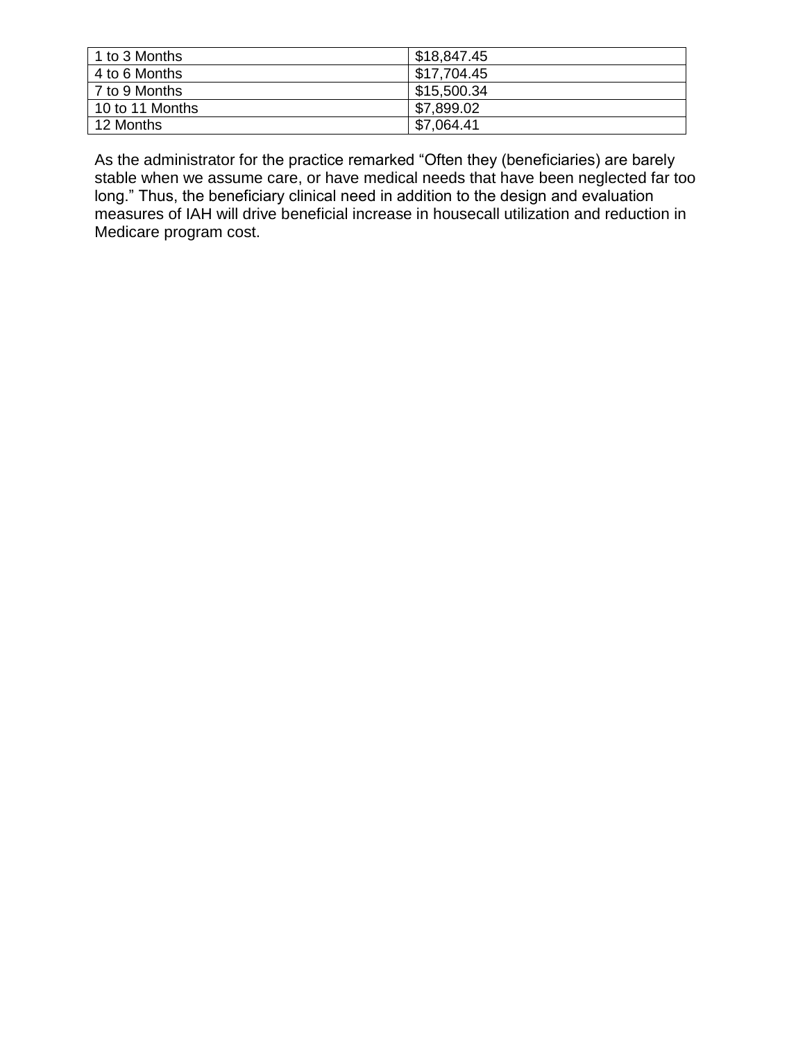| 1 to 3 Months | $18,847.45 |
| --- | --- |
| 4 to 6 Months | $17,704.45 |
| 7 to 9 Months | $15,500.34 |
| 10 to 11 Months | $7,899.02 |
| 12 Months | $7,064.41 |

As the administrator for the practice remarked "Often they (beneficiaries) are barely stable when we assume care, or have medical needs that have been neglected far too long." Thus, the beneficiary clinical need in addition to the design and evaluation measures of IAH will drive beneficial increase in housecall utilization and reduction in Medicare program cost.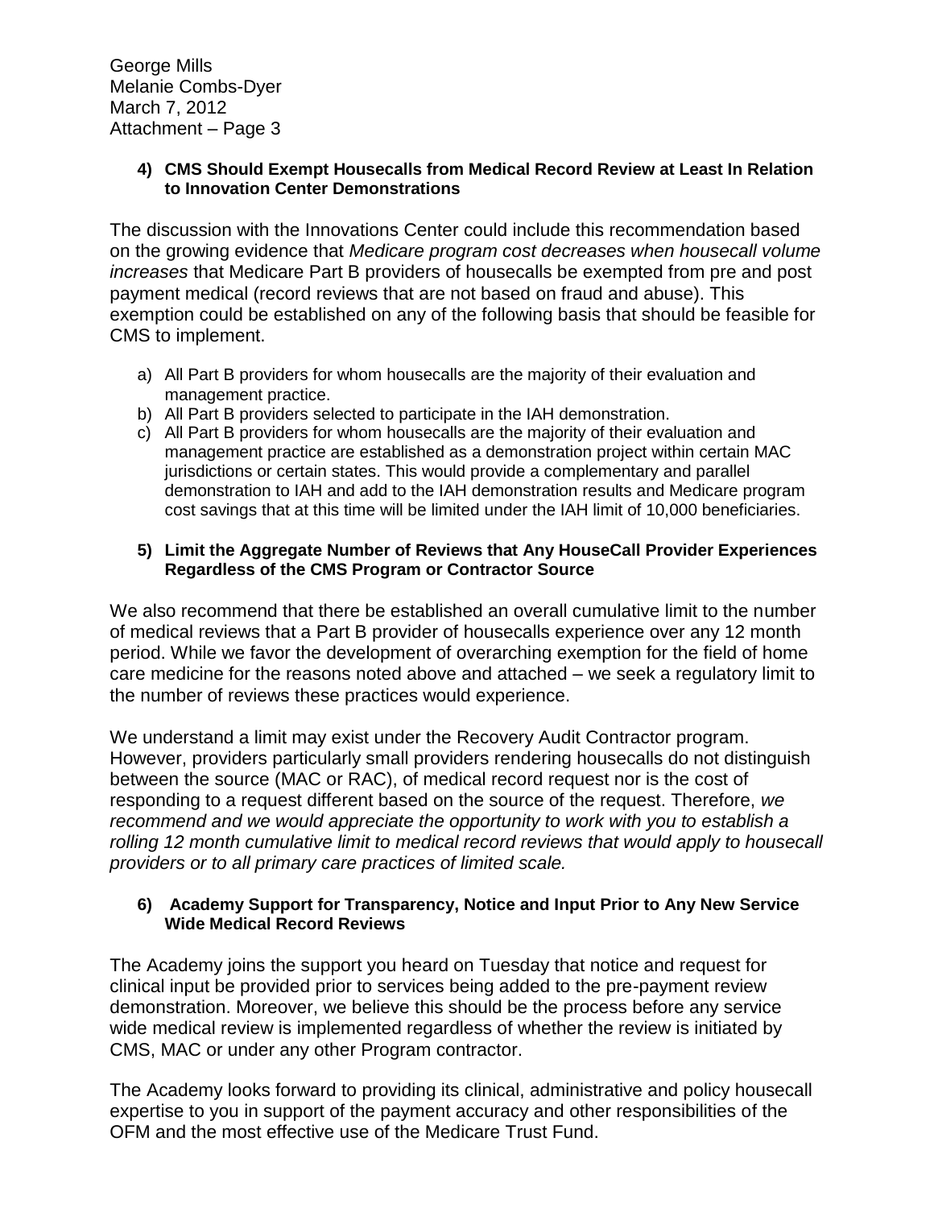George Mills
Melanie Combs-Dyer
March 7, 2012
Attachment – Page 3

**4) CMS Should Exempt Housecalls from Medical Record Review at Least In Relation to Innovation Center Demonstrations**

The discussion with the Innovations Center could include this recommendation based on the growing evidence that *Medicare program cost decreases when housecall volume increases* that Medicare Part B providers of housecalls be exempted from pre and post payment medical (record reviews that are not based on fraud and abuse). This exemption could be established on any of the following basis that should be feasible for CMS to implement.

a) All Part B providers for whom housecalls are the majority of their evaluation and management practice.
b) All Part B providers selected to participate in the IAH demonstration.
c) All Part B providers for whom housecalls are the majority of their evaluation and management practice are established as a demonstration project within certain MAC jurisdictions or certain states. This would provide a complementary and parallel demonstration to IAH and add to the IAH demonstration results and Medicare program cost savings that at this time will be limited under the IAH limit of 10,000 beneficiaries.

**5) Limit the Aggregate Number of Reviews that Any HouseCall Provider Experiences Regardless of the CMS Program or Contractor Source**

We also recommend that there be established an overall cumulative limit to the number of medical reviews that a Part B provider of housecalls experience over any 12 month period. While we favor the development of overarching exemption for the field of home care medicine for the reasons noted above and attached – we seek a regulatory limit to the number of reviews these practices would experience.

We understand a limit may exist under the Recovery Audit Contractor program. However, providers particularly small providers rendering housecalls do not distinguish between the source (MAC or RAC), of medical record request nor is the cost of responding to a request different based on the source of the request. Therefore, *we recommend and we would appreciate the opportunity to work with you to establish a rolling 12 month cumulative limit to medical record reviews that would apply to housecall providers or to all primary care practices of limited scale.*

**6) Academy Support for Transparency, Notice and Input Prior to Any New Service Wide Medical Record Reviews**

The Academy joins the support you heard on Tuesday that notice and request for clinical input be provided prior to services being added to the pre-payment review demonstration. Moreover, we believe this should be the process before any service wide medical review is implemented regardless of whether the review is initiated by CMS, MAC or under any other Program contractor.

The Academy looks forward to providing its clinical, administrative and policy housecall expertise to you in support of the payment accuracy and other responsibilities of the OFM and the most effective use of the Medicare Trust Fund.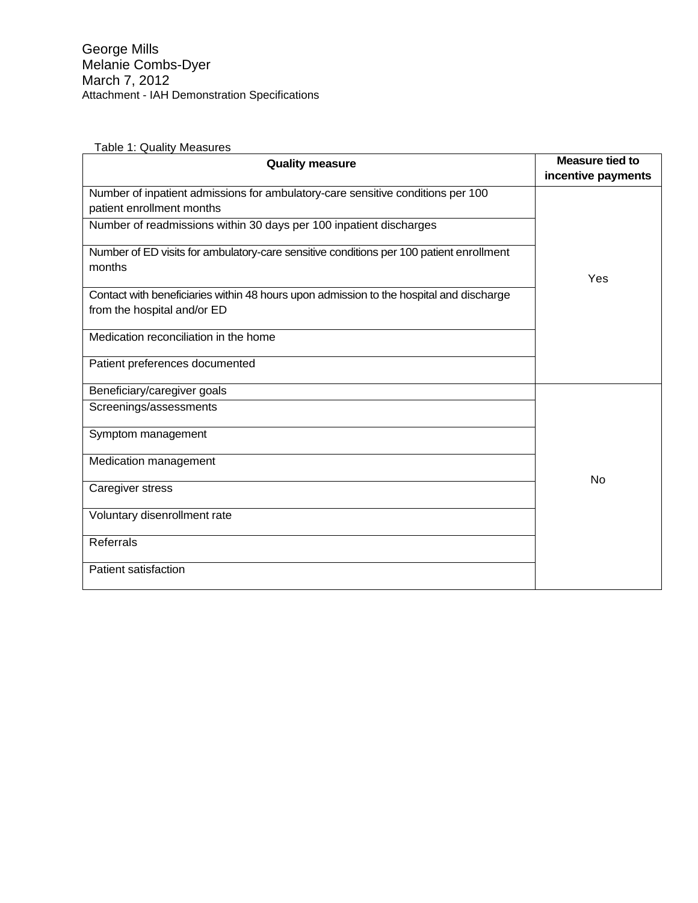Table 1: Quality Measures

| Quality measure | Measure tied to incentive payments |
| --- | --- |
| Number of inpatient admissions for ambulatory-care sensitive conditions per 100 patient enrollment months | Yes |
| Number of readmissions within 30 days per 100 inpatient discharges | Yes |
| Number of ED visits for ambulatory-care sensitive conditions per 100 patient enrollment months | Yes |
| Contact with beneficiaries within 48 hours upon admission to the hospital and discharge from the hospital and/or ED | Yes |
| Medication reconciliation in the home | Yes |
| Patient preferences documented | Yes |
| Beneficiary/caregiver goals | No |
| Screenings/assessments | No |
| Symptom management | No |
| Medication management | No |
| Caregiver stress | No |
| Voluntary disenrollment rate | No |
| Referrals | No |
| Patient satisfaction | No |